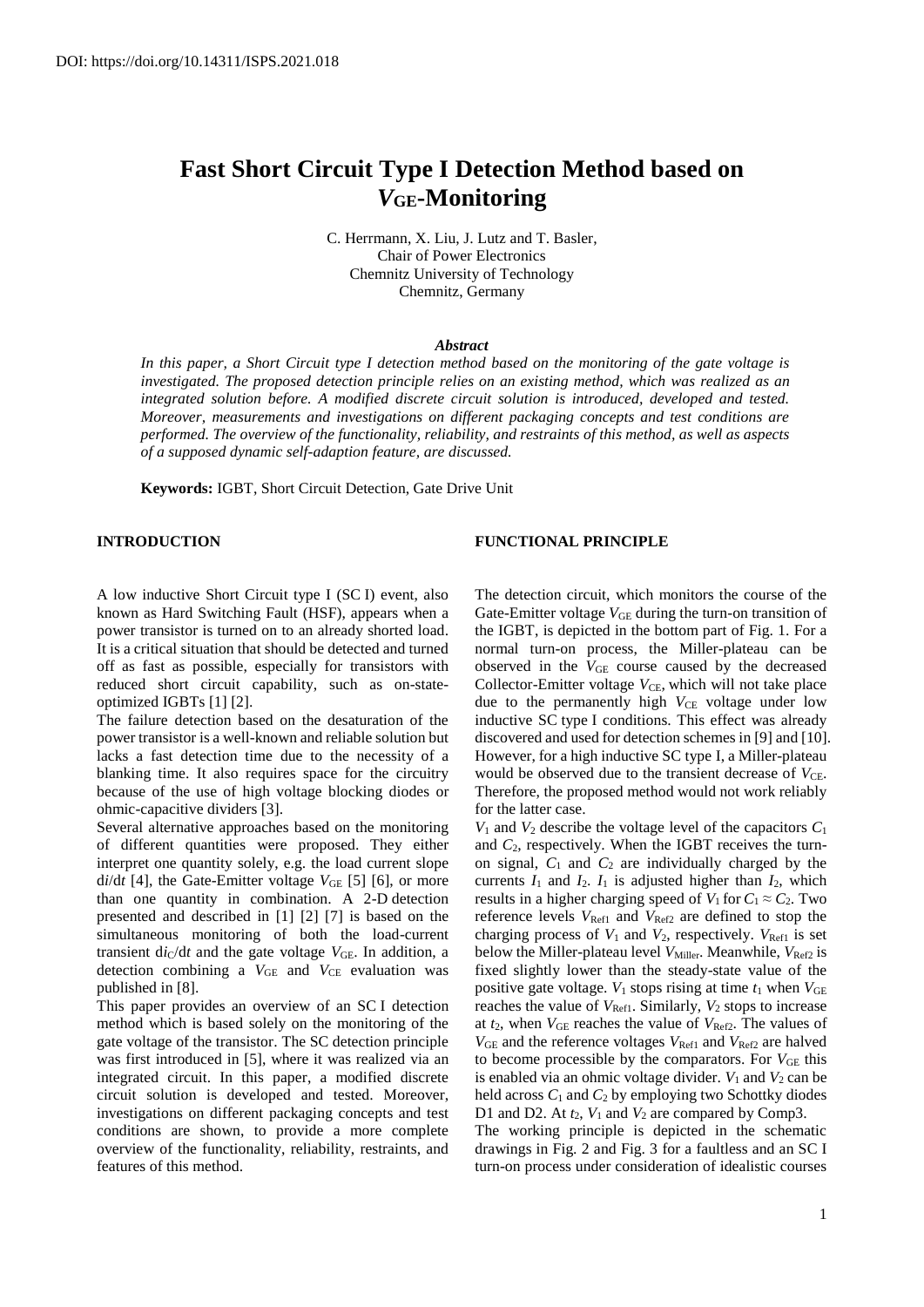DOI: https://doi.org/10.14311/ISPS.2021.018

# Fast Short Circuit Type I Detection Method based on $V_{GE}$-Monitoring

C. Herrmann, X. Liu, J. Lutz and T. Basler,
Chair of Power Electronics
Chemnitz University of Technology
Chemnitz, Germany

***Abstract***

*In this paper, a Short Circuit type I detection method based on the monitoring of the gate voltage is investigated. The proposed detection principle relies on an existing method, which was realized as an integrated solution before. A modified discrete circuit solution is introduced, developed and tested. Moreover, measurements and investigations on different packaging concepts and test conditions are performed. The overview of the functionality, reliability, and restraints of this method, as well as aspects of a supposed dynamic self-adaption feature, are discussed.*

**Keywords:** IGBT, Short Circuit Detection, Gate Drive Unit

## INTRODUCTION

A low inductive Short Circuit type I (SC I) event, also known as Hard Switching Fault (HSF), appears when a power transistor is turned on to an already shorted load. It is a critical situation that should be detected and turned off as fast as possible, especially for transistors with reduced short circuit capability, such as on-state-optimized IGBTs [1] [2].

The failure detection based on the desaturation of the power transistor is a well-known and reliable solution but lacks a fast detection time due to the necessity of a blanking time. It also requires space for the circuitry because of the use of high voltage blocking diodes or ohmic-capacitive dividers [3].

Several alternative approaches based on the monitoring of different quantities were proposed. They either interpret one quantity solely, e.g. the load current slope $di/dt$ [4], the Gate-Emitter voltage $V_{GE}$ [5] [6], or more than one quantity in combination. A 2-D detection presented and described in [1] [2] [7] is based on the simultaneous monitoring of both the load-current transient $di_C/dt$ and the gate voltage $V_{GE}$. In addition, a detection combining a $V_{GE}$ and $V_{CE}$ evaluation was published in [8].

This paper provides an overview of an SC I detection method which is based solely on the monitoring of the gate voltage of the transistor. The SC detection principle was first introduced in [5], where it was realized via an integrated circuit. In this paper, a modified discrete circuit solution is developed and tested. Moreover, investigations on different packaging concepts and test conditions are shown, to provide a more complete overview of the functionality, reliability, restraints, and features of this method.

## FUNCTIONAL PRINCIPLE

The detection circuit, which monitors the course of the Gate-Emitter voltage $V_{GE}$ during the turn-on transition of the IGBT, is depicted in the bottom part of Fig. 1. For a normal turn-on process, the Miller-plateau can be observed in the $V_{GE}$ course caused by the decreased Collector-Emitter voltage $V_{CE}$, which will not take place due to the permanently high $V_{CE}$ voltage under low inductive SC type I conditions. This effect was already discovered and used for detection schemes in [9] and [10]. However, for a high inductive SC type I, a Miller-plateau would be observed due to the transient decrease of $V_{CE}$. Therefore, the proposed method would not work reliably for the latter case.

$V_1$ and $V_2$ describe the voltage level of the capacitors $C_1$ and $C_2$, respectively. When the IGBT receives the turn-on signal, $C_1$ and $C_2$ are individually charged by the currents $I_1$ and $I_2$. $I_1$ is adjusted higher than $I_2$, which results in a higher charging speed of $V_1$ for $C_1 \approx C_2$. Two reference levels $V_{Ref1}$ and $V_{Ref2}$ are defined to stop the charging process of $V_1$ and $V_2$, respectively. $V_{Ref1}$ is set below the Miller-plateau level $V_{Miller}$. Meanwhile, $V_{Ref2}$ is fixed slightly lower than the steady-state value of the positive gate voltage. $V_1$ stops rising at time $t_1$ when $V_{GE}$ reaches the value of $V_{Ref1}$. Similarly, $V_2$ stops to increase at $t_2$, when $V_{GE}$ reaches the value of $V_{Ref2}$. The values of $V_{GE}$ and the reference voltages $V_{Ref1}$ and $V_{Ref2}$ are halved to become processible by the comparators. For $V_{GE}$ this is enabled via an ohmic voltage divider. $V_1$ and $V_2$ can be held across $C_1$ and $C_2$ by employing two Schottky diodes D1 and D2. At $t_2$, $V_1$ and $V_2$ are compared by Comp3.

The working principle is depicted in the schematic drawings in Fig. 2 and Fig. 3 for a faultless and an SC I turn-on process under consideration of idealistic courses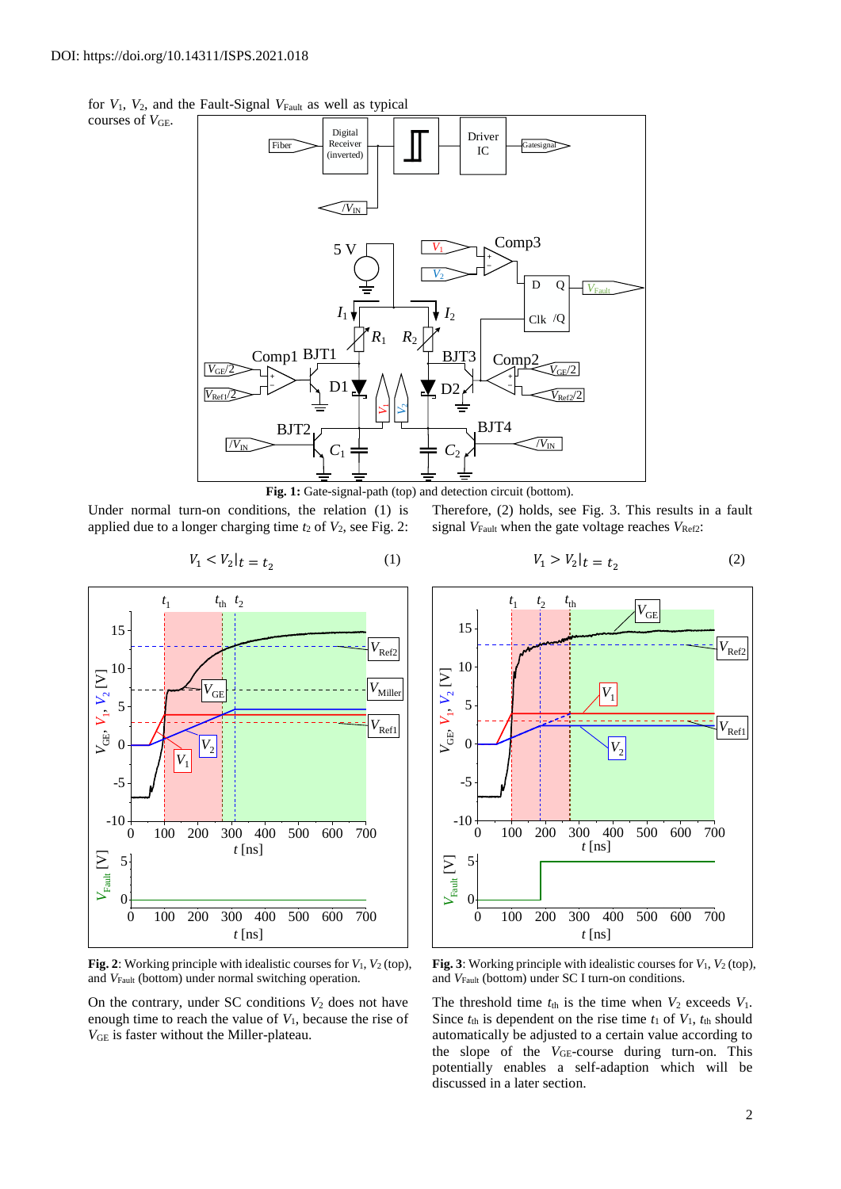DOI: https://doi.org/10.14311/ISPS.2021.018

for $V_1$, $V_2$, and the Fault-Signal $V_{Fault}$ as well as typical courses of $V_{GE}$.

**Fig. 1:** Gate-signal-path (top) and detection circuit (bottom).

Under normal turn-on conditions, the relation (1) is applied due to a longer charging time $t_2$ of $V_2$, see Fig. 2:

$$V_1 < V_2|t = t_2 \tag{1}$$

**Fig. 2**: Working principle with idealistic courses for $V_1$, $V_2$ (top), and $V_{Fault}$ (bottom) under normal switching operation.

On the contrary, under SC conditions $V_2$ does not have enough time to reach the value of $V_1$, because the rise of $V_{GE}$ is faster without the Miller-plateau.

Therefore, (2) holds, see Fig. 3. This results in a fault signal $V_{Fault}$ when the gate voltage reaches $V_{Ref2}$:

$$V_1 > V_2|t = t_2 \tag{2}$$

**Fig. 3**: Working principle with idealistic courses for $V_1$, $V_2$ (top), and $V_{Fault}$ (bottom) under SC I turn-on conditions.

The threshold time $t_{th}$ is the time when $V_2$ exceeds $V_1$. Since $t_{th}$ is dependent on the rise time $t_1$ of $V_1$, $t_{th}$ should automatically be adjusted to a certain value according to the slope of the $V_{GE}$-course during turn-on. This potentially enables a self-adaption which will be discussed in a later section.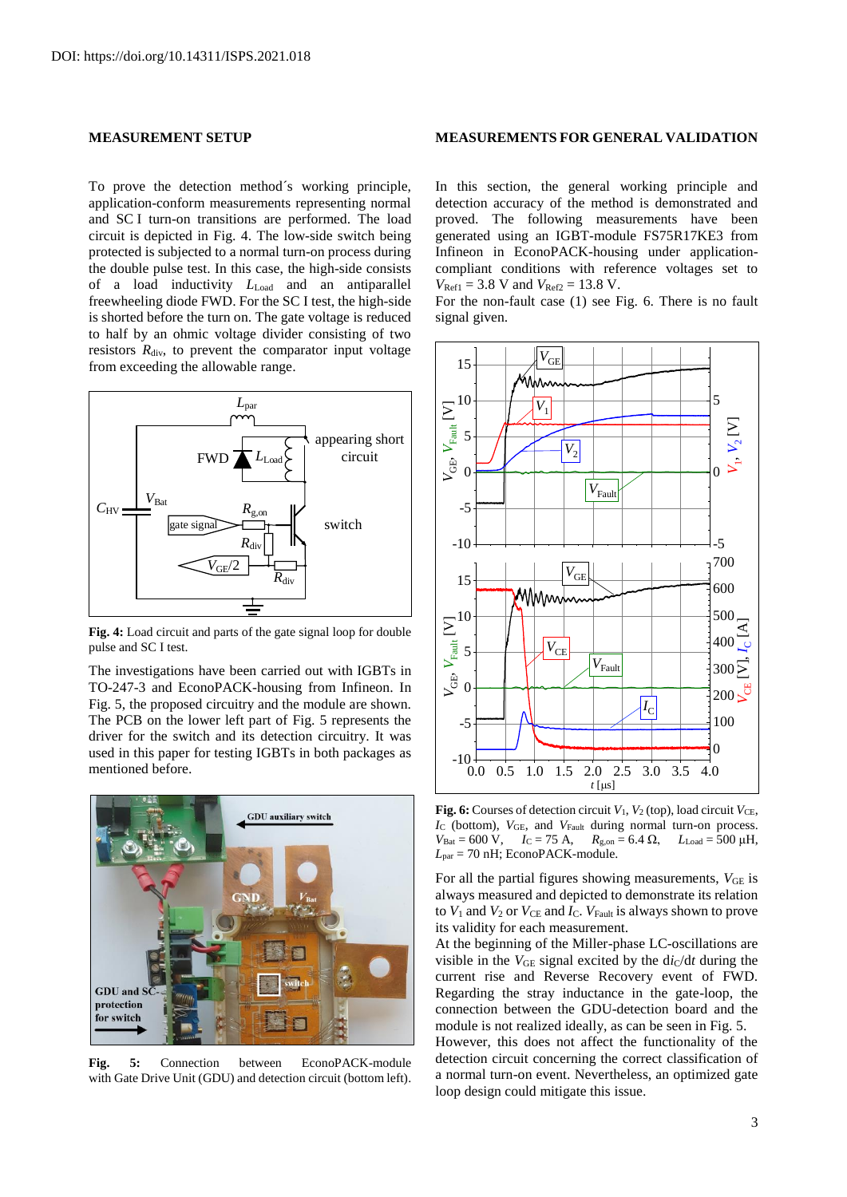DOI: https://doi.org/10.14311/ISPS.2021.018

## MEASUREMENT SETUP

To prove the detection method´s working principle, application-conform measurements representing normal and SC I turn-on transitions are performed. The load circuit is depicted in Fig. 4. The low-side switch being protected is subjected to a normal turn-on process during the double pulse test. In this case, the high-side consists of a load inductivity $L_{Load}$ and an antiparallel freewheeling diode FWD. For the SC I test, the high-side is shorted before the turn on. The gate voltage is reduced to half by an ohmic voltage divider consisting of two resistors $R_{div}$, to prevent the comparator input voltage from exceeding the allowable range.

**Fig. 4:** Load circuit and parts of the gate signal loop for double pulse and SC I test.

The investigations have been carried out with IGBTs in TO-247-3 and EconoPACK-housing from Infineon. In Fig. 5, the proposed circuitry and the module are shown. The PCB on the lower left part of Fig. 5 represents the driver for the switch and its detection circuitry. It was used in this paper for testing IGBTs in both packages as mentioned before.

**Fig. 5:** Connection between EconoPACK-module with Gate Drive Unit (GDU) and detection circuit (bottom left).

## MEASUREMENTS FOR GENERAL VALIDATION

In this section, the general working principle and detection accuracy of the method is demonstrated and proved. The following measurements have been generated using an IGBT-module FS75R17KE3 from Infineon in EconoPACK-housing under application-compliant conditions with reference voltages set to $V_{Ref1}$ = 3.8 V and $V_{Ref2}$ = 13.8 V.

For the non-fault case (1) see Fig. 6. There is no fault signal given.

**Fig. 6:** Courses of detection circuit $V_1$, $V_2$ (top), load circuit $V_{CE}$, $I_C$ (bottom), $V_{GE}$, and $V_{Fault}$ during normal turn-on process. $V_{Bat}$ = 600 V, $I_C$ = 75 A, $R_{g,on}$ = 6.4 Ω, $L_{Load}$ = 500 µH, $L_{par}$ = 70 nH; EconoPACK-module.

For all the partial figures showing measurements, $V_{GE}$ is always measured and depicted to demonstrate its relation to $V_1$ and $V_2$ or $V_{CE}$ and $I_C$. $V_{Fault}$ is always shown to prove its validity for each measurement.

At the beginning of the Miller-phase LC-oscillations are visible in the $V_{GE}$ signal excited by the d$i_C$/d$t$ during the current rise and Reverse Recovery event of FWD. Regarding the stray inductance in the gate-loop, the connection between the GDU-detection board and the module is not realized ideally, as can be seen in Fig. 5. However, this does not affect the functionality of the detection circuit concerning the correct classification of a normal turn-on event. Nevertheless, an optimized gate loop design could mitigate this issue.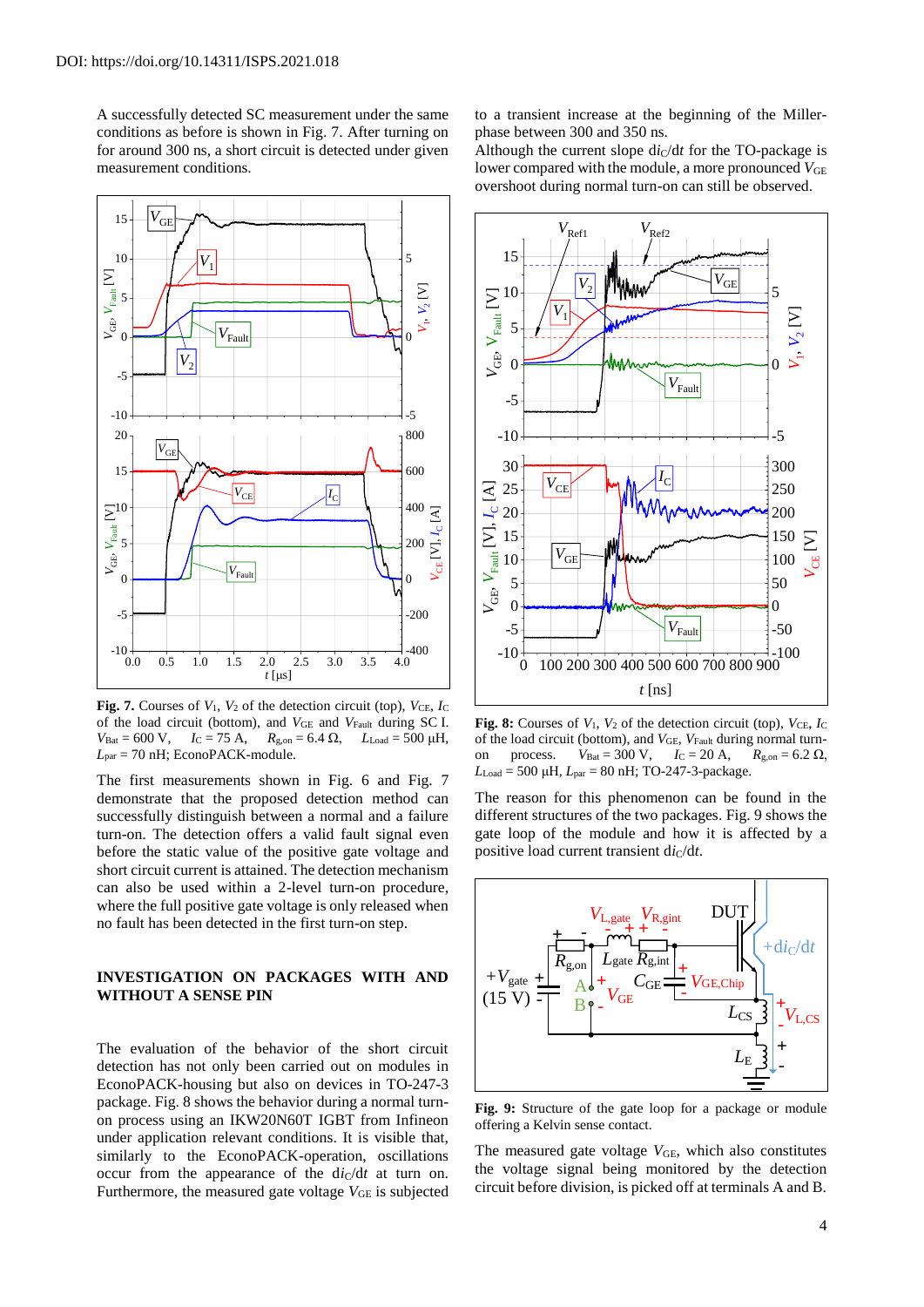DOI: https://doi.org/10.14311/ISPS.2021.018

A successfully detected SC measurement under the same conditions as before is shown in Fig. 7. After turning on for around 300 ns, a short circuit is detected under given measurement conditions.

**Fig. 7.** Courses of $V_1$, $V_2$ of the detection circuit (top), $V_{CE}$, $I_C$ of the load circuit (bottom), and $V_{GE}$ and $V_{Fault}$ during SC I. $V_{Bat}$ = 600 V, $I_C$ = 75 A, $R_{g,on}$ = 6.4 Ω, $L_{Load}$ = 500 µH, $L_{par}$ = 70 nH; EconoPACK-module.

The first measurements shown in Fig. 6 and Fig. 7 demonstrate that the proposed detection method can successfully distinguish between a normal and a failure turn-on. The detection offers a valid fault signal even before the static value of the positive gate voltage and short circuit current is attained. The detection mechanism can also be used within a 2-level turn-on procedure, where the full positive gate voltage is only released when no fault has been detected in the first turn-on step.

## INVESTIGATION ON PACKAGES WITH AND WITHOUT A SENSE PIN

The evaluation of the behavior of the short circuit detection has not only been carried out on modules in EconoPACK-housing but also on devices in TO-247-3 package. Fig. 8 shows the behavior during a normal turn-on process using an IKW20N60T IGBT from Infineon under application relevant conditions. It is visible that, similarly to the EconoPACK-operation, oscillations occur from the appearance of the $di_C/dt$ at turn on. Furthermore, the measured gate voltage $V_{GE}$ is subjected to a transient increase at the beginning of the Miller-phase between 300 and 350 ns.

Although the current slope $di_C/dt$ for the TO-package is lower compared with the module, a more pronounced $V_{GE}$ overshoot during normal turn-on can still be observed.

**Fig. 8:** Courses of $V_1$, $V_2$ of the detection circuit (top), $V_{CE}$, $I_C$ of the load circuit (bottom), and $V_{GE}$, $V_{Fault}$ during normal turn-on process. $V_{Bat}$ = 300 V, $I_C$ = 20 A, $R_{g,on}$ = 6.2 Ω, $L_{Load}$ = 500 µH, $L_{par}$ = 80 nH; TO-247-3-package.

The reason for this phenomenon can be found in the different structures of the two packages. Fig. 9 shows the gate loop of the module and how it is affected by a positive load current transient $di_C/dt$.

**Fig. 9:** Structure of the gate loop for a package or module offering a Kelvin sense contact.

The measured gate voltage $V_{GE}$, which also constitutes the voltage signal being monitored by the detection circuit before division, is picked off at terminals A and B.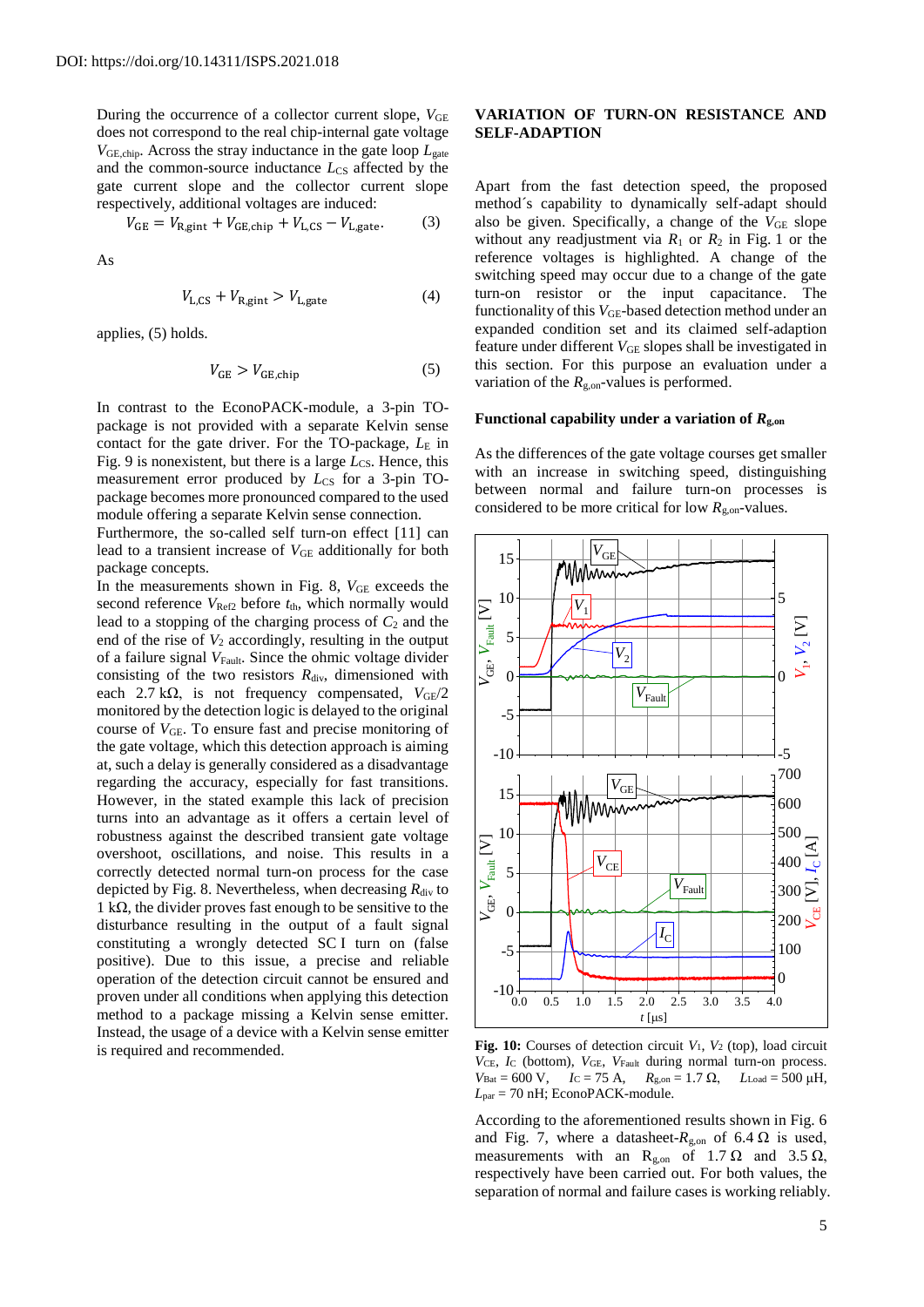DOI: https://doi.org/10.14311/ISPS.2021.018

During the occurrence of a collector current slope, $V_{GE}$ does not correspond to the real chip-internal gate voltage $V_{GE,chip}$. Across the stray inductance in the gate loop $L_{gate}$ and the common-source inductance $L_{CS}$ affected by the gate current slope and the collector current slope respectively, additional voltages are induced:

$$V_{GE} = V_{R,gint} + V_{GE,chip} + V_{L,CS} - V_{L,gate}. \qquad (3)$$

As

$$V_{L,CS} + V_{R,gint} > V_{L,gate} \qquad (4)$$

applies, (5) holds.

$$V_{GE} > V_{GE,chip} \qquad (5)$$

In contrast to the EconoPACK-module, a 3-pin TO-package is not provided with a separate Kelvin sense contact for the gate driver. For the TO-package, $L_E$ in Fig. 9 is nonexistent, but there is a large $L_{CS}$. Hence, this measurement error produced by $L_{CS}$ for a 3-pin TO-package becomes more pronounced compared to the used module offering a separate Kelvin sense connection.

Furthermore, the so-called self turn-on effect [11] can lead to a transient increase of $V_{GE}$ additionally for both package concepts.

In the measurements shown in Fig. 8, $V_{GE}$ exceeds the second reference $V_{Ref2}$ before $t_{th}$, which normally would lead to a stopping of the charging process of $C_2$ and the end of the rise of $V_2$ accordingly, resulting in the output of a failure signal $V_{Fault}$. Since the ohmic voltage divider consisting of the two resistors $R_{div}$, dimensioned with each 2.7 kΩ, is not frequency compensated, $V_{GE}/2$ monitored by the detection logic is delayed to the original course of $V_{GE}$. To ensure fast and precise monitoring of the gate voltage, which this detection approach is aiming at, such a delay is generally considered as a disadvantage regarding the accuracy, especially for fast transitions. However, in the stated example this lack of precision turns into an advantage as it offers a certain level of robustness against the described transient gate voltage overshoot, oscillations, and noise. This results in a correctly detected normal turn-on process for the case depicted by Fig. 8. Nevertheless, when decreasing $R_{div}$ to 1 kΩ, the divider proves fast enough to be sensitive to the disturbance resulting in the output of a fault signal constituting a wrongly detected SC I turn on (false positive). Due to this issue, a precise and reliable operation of the detection circuit cannot be ensured and proven under all conditions when applying this detection method to a package missing a Kelvin sense emitter. Instead, the usage of a device with a Kelvin sense emitter is required and recommended.

## VARIATION OF TURN-ON RESISTANCE AND SELF-ADAPTION

Apart from the fast detection speed, the proposed method´s capability to dynamically self-adapt should also be given. Specifically, a change of the $V_{GE}$ slope without any readjustment via $R_1$ or $R_2$ in Fig. 1 or the reference voltages is highlighted. A change of the switching speed may occur due to a change of the gate turn-on resistor or the input capacitance. The functionality of this $V_{GE}$-based detection method under an expanded condition set and its claimed self-adaption feature under different $V_{GE}$ slopes shall be investigated in this section. For this purpose an evaluation under a variation of the $R_{g,on}$-values is performed.

### Functional capability under a variation of $R_{g,on}$

As the differences of the gate voltage courses get smaller with an increase in switching speed, distinguishing between normal and failure turn-on processes is considered to be more critical for low $R_{g,on}$-values.

**Fig. 10:** Courses of detection circuit $V_1$, $V_2$ (top), load circuit $V_{CE}$, $I_C$ (bottom), $V_{GE}$, $V_{Fault}$ during normal turn-on process. $V_{Bat}$ = 600 V, $I_C$ = 75 A, $R_{g,on}$ = 1.7 Ω, $L_{Load}$ = 500 µH, $L_{par}$ = 70 nH; EconoPACK-module.

According to the aforementioned results shown in Fig. 6 and Fig. 7, where a datasheet-$R_{g,on}$ of 6.4 Ω is used, measurements with an $R_{g,on}$ of 1.7 Ω and 3.5 Ω, respectively have been carried out. For both values, the separation of normal and failure cases is working reliably.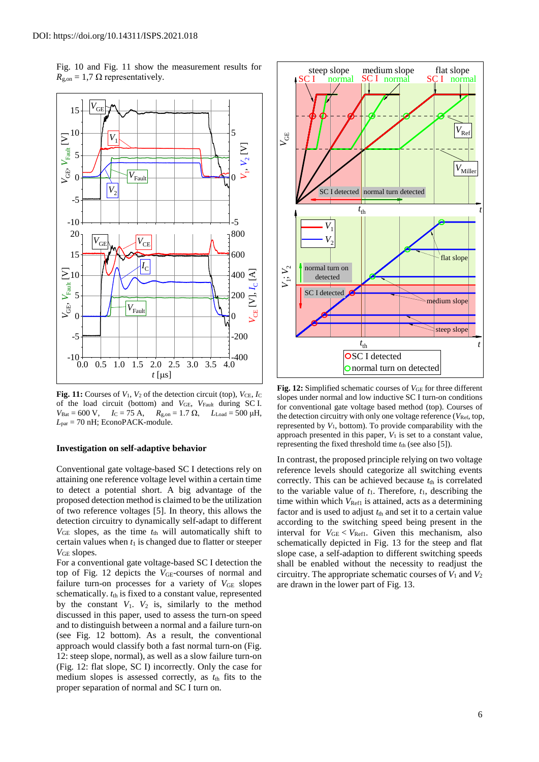DOI: https://doi.org/10.14311/ISPS.2021.018

Fig. 10 and Fig. 11 show the measurement results for $R_{g,on}$ = 1,7 Ω representatively.

**Fig. 11:** Courses of $V_1$, $V_2$ of the detection circuit (top), $V_{CE}$, $I_C$ of the load circuit (bottom) and $V_{GE}$, $V_{Fault}$ during SC I. $V_{Bat}$ = 600 V, $I_C$ = 75 A, $R_{g,on}$ = 1.7 Ω, $L_{Load}$ = 500 µH, $L_{par}$ = 70 nH; EconoPACK-module.

### Investigation on self-adaptive behavior

Conventional gate voltage-based SC I detections rely on attaining one reference voltage level within a certain time to detect a potential short. A big advantage of the proposed detection method is claimed to be the utilization of two reference voltages [5]. In theory, this allows the detection circuitry to dynamically self-adapt to different $V_{GE}$ slopes, as the time $t_{th}$ will automatically shift to certain values when $t_1$ is changed due to flatter or steeper $V_{GE}$ slopes.

For a conventional gate voltage-based SC I detection the top of Fig. 12 depicts the $V_{GE}$-courses of normal and failure turn-on processes for a variety of $V_{GE}$ slopes schematically. $t_{th}$ is fixed to a constant value, represented by the constant $V_1$. $V_2$ is, similarly to the method discussed in this paper, used to assess the turn-on speed and to distinguish between a normal and a failure turn-on (see Fig. 12 bottom). As a result, the conventional approach would classify both a fast normal turn-on (Fig. 12: steep slope, normal), as well as a slow failure turn-on (Fig. 12: flat slope, SC I) incorrectly. Only the case for medium slopes is assessed correctly, as $t_{th}$ fits to the proper separation of normal and SC I turn on.

**Fig. 12:** Simplified schematic courses of $V_{GE}$ for three different slopes under normal and low inductive SC I turn-on conditions for conventional gate voltage based method (top). Courses of the detection circuitry with only one voltage reference ($V_{Ref}$, top, represented by $V_1$, bottom). To provide comparability with the approach presented in this paper, $V_1$ is set to a constant value, representing the fixed threshold time $t_{th}$ (see also [5]).

In contrast, the proposed principle relying on two voltage reference levels should categorize all switching events correctly. This can be achieved because $t_{th}$ is correlated to the variable value of $t_1$. Therefore, $t_1$, describing the time within which $V_{Ref1}$ is attained, acts as a determining factor and is used to adjust $t_{th}$ and set it to a certain value according to the switching speed being present in the interval for $V_{GE} < V_{Ref1}$. Given this mechanism, also schematically depicted in Fig. 13 for the steep and flat slope case, a self-adaption to different switching speeds shall be enabled without the necessity to readjust the circuitry. The appropriate schematic courses of $V_1$ and $V_2$ are drawn in the lower part of Fig. 13.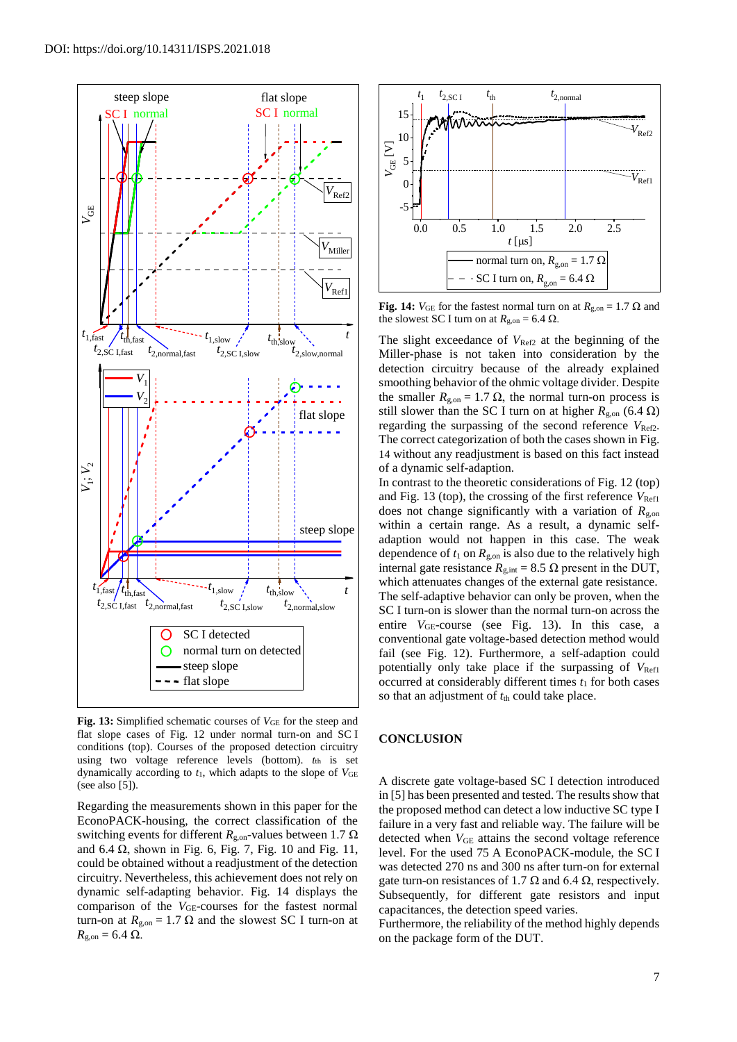DOI: https://doi.org/10.14311/ISPS.2021.018

**Fig. 13:** Simplified schematic courses of $V_{GE}$ for the steep and flat slope cases of Fig. 12 under normal turn-on and SC I conditions (top). Courses of the proposed detection circuitry using two voltage reference levels (bottom). $t_{th}$ is set dynamically according to $t_1$, which adapts to the slope of $V_{GE}$ (see also [5]).

Regarding the measurements shown in this paper for the EconoPACK-housing, the correct classification of the switching events for different $R_{g,on}$-values between 1.7 Ω and 6.4 Ω, shown in Fig. 6, Fig. 7, Fig. 10 and Fig. 11, could be obtained without a readjustment of the detection circuitry. Nevertheless, this achievement does not rely on dynamic self-adapting behavior. Fig. 14 displays the comparison of the $V_{GE}$-courses for the fastest normal turn-on at $R_{g,on}$ = 1.7 Ω and the slowest SC I turn-on at $R_{g,on}$ = 6.4 Ω.

**Fig. 14:** $V_{GE}$ for the fastest normal turn on at $R_{g,on}$ = 1.7 Ω and the slowest SC I turn on at $R_{g,on}$ = 6.4 Ω.

The slight exceedance of $V_{Ref2}$ at the beginning of the Miller-phase is not taken into consideration by the detection circuitry because of the already explained smoothing behavior of the ohmic voltage divider. Despite the smaller $R_{g,on}$ = 1.7 Ω, the normal turn-on process is still slower than the SC I turn on at higher $R_{g,on}$ (6.4 Ω) regarding the surpassing of the second reference $V_{Ref2}$. The correct categorization of both the cases shown in Fig. 14 without any readjustment is based on this fact instead of a dynamic self-adaption.

In contrast to the theoretic considerations of Fig. 12 (top) and Fig. 13 (top), the crossing of the first reference $V_{Ref1}$ does not change significantly with a variation of $R_{g,on}$ within a certain range. As a result, a dynamic self-adaption would not happen in this case. The weak dependence of $t_1$ on $R_{g,on}$ is also due to the relatively high internal gate resistance $R_{g,int}$ = 8.5 Ω present in the DUT, which attenuates changes of the external gate resistance. The self-adaptive behavior can only be proven, when the SC I turn-on is slower than the normal turn-on across the entire $V_{GE}$-course (see Fig. 13). In this case, a conventional gate voltage-based detection method would fail (see Fig. 12). Furthermore, a self-adaption could potentially only take place if the surpassing of $V_{Ref1}$ occurred at considerably different times $t_1$ for both cases so that an adjustment of $t_{th}$ could take place.

## CONCLUSION

A discrete gate voltage-based SC I detection introduced in [5] has been presented and tested. The results show that the proposed method can detect a low inductive SC type I failure in a very fast and reliable way. The failure will be detected when $V_{GE}$ attains the second voltage reference level. For the used 75 A EconoPACK-module, the SC I was detected 270 ns and 300 ns after turn-on for external gate turn-on resistances of 1.7 Ω and 6.4 Ω, respectively. Subsequently, for different gate resistors and input capacitances, the detection speed varies.

Furthermore, the reliability of the method highly depends on the package form of the DUT.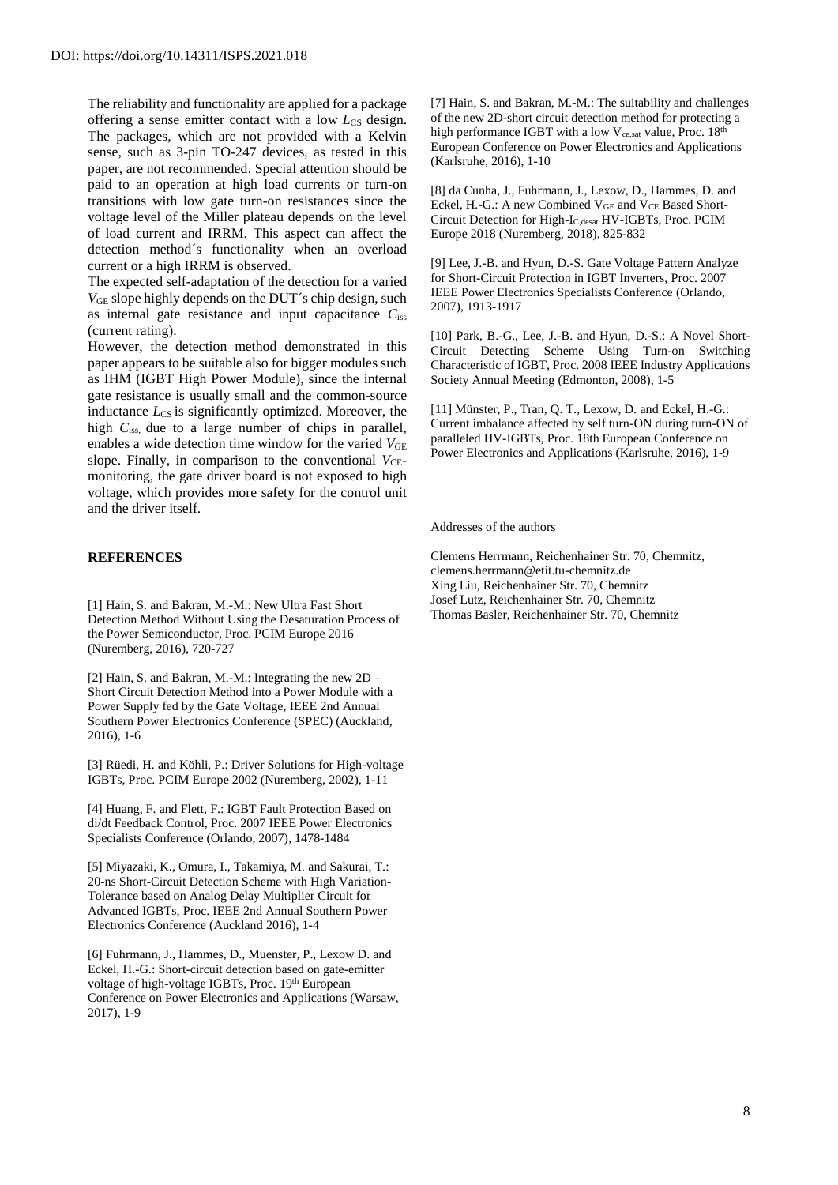The reliability and functionality are applied for a package offering a sense emitter contact with a low $L_{CS}$ design. The packages, which are not provided with a Kelvin sense, such as 3-pin TO-247 devices, as tested in this paper, are not recommended. Special attention should be paid to an operation at high load currents or turn-on transitions with low gate turn-on resistances since the voltage level of the Miller plateau depends on the level of load current and IRRM. This aspect can affect the detection method´s functionality when an overload current or a high IRRM is observed.

The expected self-adaptation of the detection for a varied $V_{GE}$ slope highly depends on the DUT´s chip design, such as internal gate resistance and input capacitance $C_{iss}$ (current rating).

However, the detection method demonstrated in this paper appears to be suitable also for bigger modules such as IHM (IGBT High Power Module), since the internal gate resistance is usually small and the common-source inductance $L_{CS}$ is significantly optimized. Moreover, the high $C_{iss,}$ due to a large number of chips in parallel, enables a wide detection time window for the varied $V_{GE}$ slope. Finally, in comparison to the conventional $V_{CE}$-monitoring, the gate driver board is not exposed to high voltage, which provides more safety for the control unit and the driver itself.

## REFERENCES

[1] Hain, S. and Bakran, M.-M.: New Ultra Fast Short Detection Method Without Using the Desaturation Process of the Power Semiconductor, Proc. PCIM Europe 2016 (Nuremberg, 2016), 720-727

[2] Hain, S. and Bakran, M.-M.: Integrating the new 2D – Short Circuit Detection Method into a Power Module with a Power Supply fed by the Gate Voltage, IEEE 2nd Annual Southern Power Electronics Conference (SPEC) (Auckland, 2016), 1-6

[3] Rüedi, H. and Köhli, P.: Driver Solutions for High-voltage IGBTs, Proc. PCIM Europe 2002 (Nuremberg, 2002), 1-11

[4] Huang, F. and Flett, F.: IGBT Fault Protection Based on di/dt Feedback Control, Proc. 2007 IEEE Power Electronics Specialists Conference (Orlando, 2007), 1478-1484

[5] Miyazaki, K., Omura, I., Takamiya, M. and Sakurai, T.: 20-ns Short-Circuit Detection Scheme with High Variation-Tolerance based on Analog Delay Multiplier Circuit for Advanced IGBTs, Proc. IEEE 2nd Annual Southern Power Electronics Conference (Auckland 2016), 1-4

[6] Fuhrmann, J., Hammes, D., Muenster, P., Lexow D. and Eckel, H.-G.: Short-circuit detection based on gate-emitter voltage of high-voltage IGBTs, Proc. 19th European Conference on Power Electronics and Applications (Warsaw, 2017), 1-9

[7] Hain, S. and Bakran, M.-M.: The suitability and challenges of the new 2D-short circuit detection method for protecting a high performance IGBT with a low $V_{ce,sat}$ value, Proc. 18th European Conference on Power Electronics and Applications (Karlsruhe, 2016), 1-10

[8] da Cunha, J., Fuhrmann, J., Lexow, D., Hammes, D. and Eckel, H.-G.: A new Combined $V_{GE}$ and $V_{CE}$ Based Short-Circuit Detection for High-$I_{C,desat}$ HV-IGBTs, Proc. PCIM Europe 2018 (Nuremberg, 2018), 825-832

[9] Lee, J.-B. and Hyun, D.-S. Gate Voltage Pattern Analyze for Short-Circuit Protection in IGBT Inverters, Proc. 2007 IEEE Power Electronics Specialists Conference (Orlando, 2007), 1913-1917

[10] Park, B.-G., Lee, J.-B. and Hyun, D.-S.: A Novel Short-Circuit Detecting Scheme Using Turn-on Switching Characteristic of IGBT, Proc. 2008 IEEE Industry Applications Society Annual Meeting (Edmonton, 2008), 1-5

[11] Münster, P., Tran, Q. T., Lexow, D. and Eckel, H.-G.: Current imbalance affected by self turn-ON during turn-ON of paralleled HV-IGBTs, Proc. 18th European Conference on Power Electronics and Applications (Karlsruhe, 2016), 1-9

Addresses of the authors

Clemens Herrmann, Reichenhainer Str. 70, Chemnitz, clemens.herrmann@etit.tu-chemnitz.de
Xing Liu, Reichenhainer Str. 70, Chemnitz
Josef Lutz, Reichenhainer Str. 70, Chemnitz
Thomas Basler, Reichenhainer Str. 70, Chemnitz